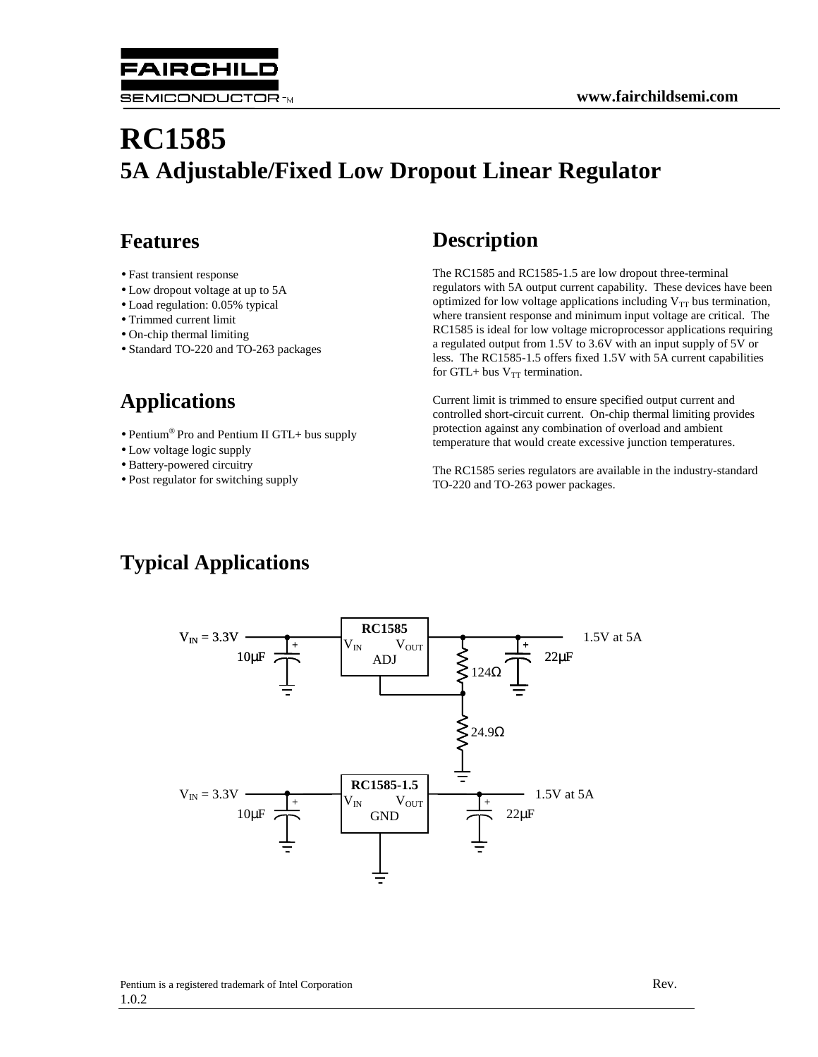FAIRCHILD
SEMICONDUCTOR™

www.fairchildsemi.com

# RC1585
## 5A Adjustable/Fixed Low Dropout Linear Regulator

## Features

- Fast transient response
- Low dropout voltage at up to 5A
- Load regulation: 0.05% typical
- Trimmed current limit
- On-chip thermal limiting
- Standard TO-220 and TO-263 packages

## Applications

- Pentium® Pro and Pentium II GTL+ bus supply
- Low voltage logic supply
- Battery-powered circuitry
- Post regulator for switching supply

## Description

The RC1585 and RC1585-1.5 are low dropout three-terminal regulators with 5A output current capability. These devices have been optimized for low voltage applications including $V_{TT}$ bus termination, where transient response and minimum input voltage are critical. The RC1585 is ideal for low voltage microprocessor applications requiring a regulated output from 1.5V to 3.6V with an input supply of 5V or less. The RC1585-1.5 offers fixed 1.5V with 5A current capabilities for GTL+ bus $V_{TT}$ termination.

Current limit is trimmed to ensure specified output current and controlled short-circuit current. On-chip thermal limiting provides protection against any combination of overload and ambient temperature that would create excessive junction temperatures.

The RC1585 series regulators are available in the industry-standard TO-220 and TO-263 power packages.

## Typical Applications

$V_{IN}$ = 3.3V
10μF
RC1585
$V_{IN}$
$V_{OUT}$
ADJ
124Ω
24.9Ω
22μF
1.5V at 5A

$V_{IN}$ = 3.3V
10μF
RC1585-1.5
$V_{IN}$
$V_{OUT}$
GND
22μF
1.5V at 5A

Pentium is a registered trademark of Intel Corporation

Rev. 1.0.2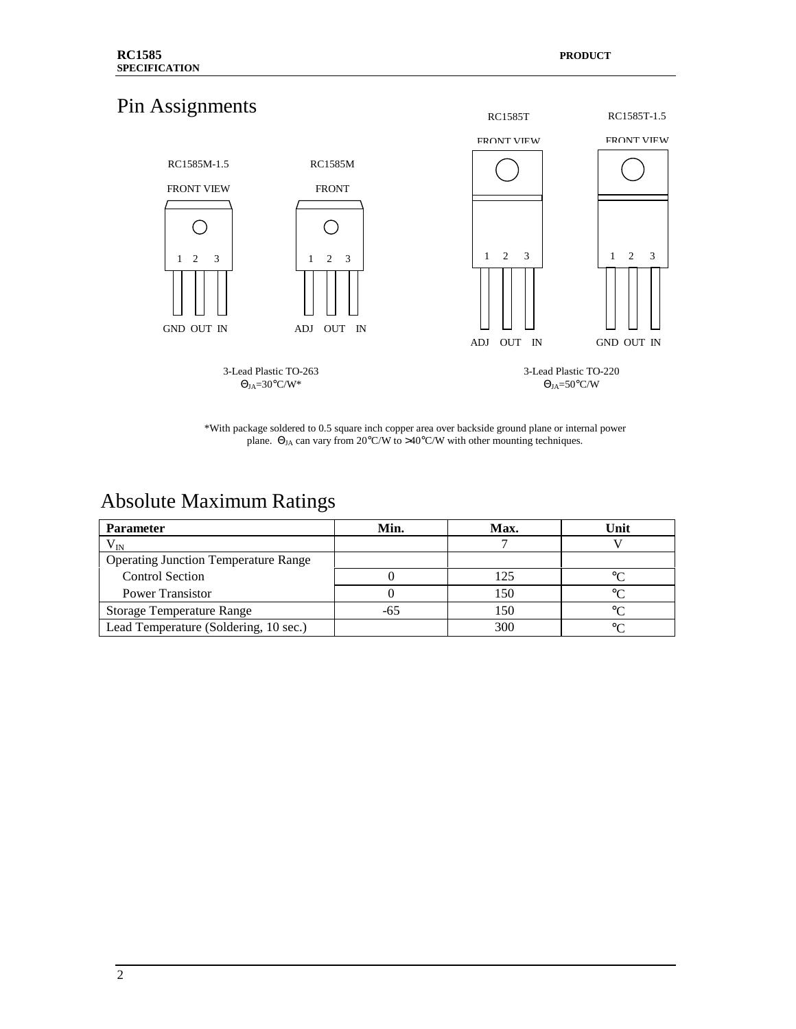## Pin Assignments

RC1585M-1.5

FRONT VIEW

1 2 3

GND OUT IN

RC1585M

FRONT

1 2 3

ADJ OUT IN

3-Lead Plastic TO-263

$\Theta_{JA}$=30°C/W*

RC1585T

FRONT VIEW

1 2 3

ADJ OUT IN

RC1585T-1.5

FRONT VIEW

1 2 3

GND OUT IN

3-Lead Plastic TO-220

$\Theta_{JA}$=50°C/W

*With package soldered to 0.5 square inch copper area over backside ground plane or internal power plane. $\Theta_{JA}$ can vary from 20°C/W to >40°C/W with other mounting techniques.

## Absolute Maximum Ratings

| Parameter | Min. | Max. | Unit |
|---|---|---|---|
| $V_{IN}$ | | 7 | V |
| Operating Junction Temperature Range | | | |
| Control Section | 0 | 125 | °C |
| Power Transistor | 0 | 150 | °C |
| Storage Temperature Range | -65 | 150 | °C |
| Lead Temperature (Soldering, 10 sec.) | | 300 | °C |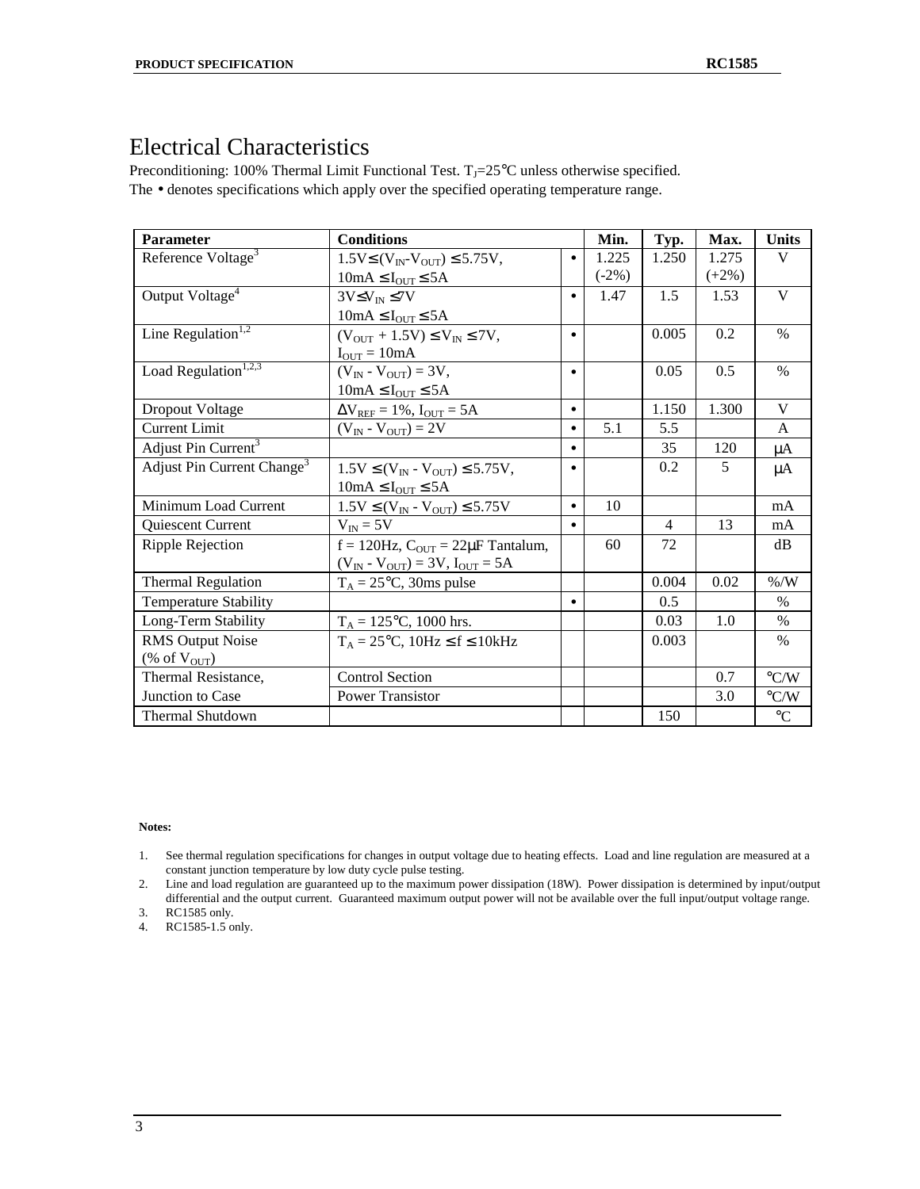# Electrical Characteristics

Preconditioning: 100% Thermal Limit Functional Test. $T_J$=25°C unless otherwise specified.
The • denotes specifications which apply over the specified operating temperature range.

| Parameter | Conditions | | Min. | Typ. | Max. | Units |
|---|---|---|---|---|---|---|
| Reference Voltage[3] | $1.5V \leq (V_{IN}-V_{OUT}) \leq 5.75V$, $10mA \leq I_{OUT} \leq 5A$ | • | 1.225 (-2%) | 1.250 | 1.275 (+2%) | V |
| Output Voltage[4] | $3V \leq V_{IN} \leq 7V$ $10mA \leq I_{OUT} \leq 5A$ | • | 1.47 | 1.5 | 1.53 | V |
| Line Regulation[1,2] | $(V_{OUT} + 1.5V) \leq V_{IN} \leq 7V$, $I_{OUT} = 10mA$ | • | | 0.005 | 0.2 | % |
| Load Regulation[1,2,3] | $(V_{IN} - V_{OUT}) = 3V$, $10mA \leq I_{OUT} \leq 5A$ | • | | 0.05 | 0.5 | % |
| Dropout Voltage | $\Delta V_{REF} = 1\%$, $I_{OUT} = 5A$ | • | | 1.150 | 1.300 | V |
| Current Limit | $(V_{IN} - V_{OUT}) = 2V$ | • | 5.1 | 5.5 | | A |
| Adjust Pin Current[3] | | • | | 35 | 120 | μA |
| Adjust Pin Current Change[3] | $1.5V \leq (V_{IN} - V_{OUT}) \leq 5.75V$, $10mA \leq I_{OUT} \leq 5A$ | • | | 0.2 | 5 | μA |
| Minimum Load Current | $1.5V \leq (V_{IN} - V_{OUT}) \leq 5.75V$ | • | 10 | | | mA |
| Quiescent Current | $V_{IN} = 5V$ | • | | 4 | 13 | mA |
| Ripple Rejection | f = 120Hz, $C_{OUT}$ = 22μF Tantalum, $(V_{IN} - V_{OUT}) = 3V$, $I_{OUT} = 5A$ | | 60 | 72 | | dB |
| Thermal Regulation | $T_A$ = 25°C, 30ms pulse | | | 0.004 | 0.02 | %/W |
| Temperature Stability | | • | | 0.5 | | % |
| Long-Term Stability | $T_A$ = 125°C, 1000 hrs. | | | 0.03 | 1.0 | % |
| RMS Output Noise (% of $V_{OUT}$) | $T_A$ = 25°C, 10Hz ≤ f ≤ 10kHz | | | 0.003 | | % |
| Thermal Resistance, | Control Section | | | | 0.7 | °C/W |
| Junction to Case | Power Transistor | | | | 3.0 | °C/W |
| Thermal Shutdown | | | | 150 | | °C |

**Notes:**

1. See thermal regulation specifications for changes in output voltage due to heating effects. Load and line regulation are measured at a constant junction temperature by low duty cycle pulse testing.
2. Line and load regulation are guaranteed up to the maximum power dissipation (18W). Power dissipation is determined by input/output differential and the output current. Guaranteed maximum output power will not be available over the full input/output voltage range.
3. RC1585 only.
4. RC1585-1.5 only.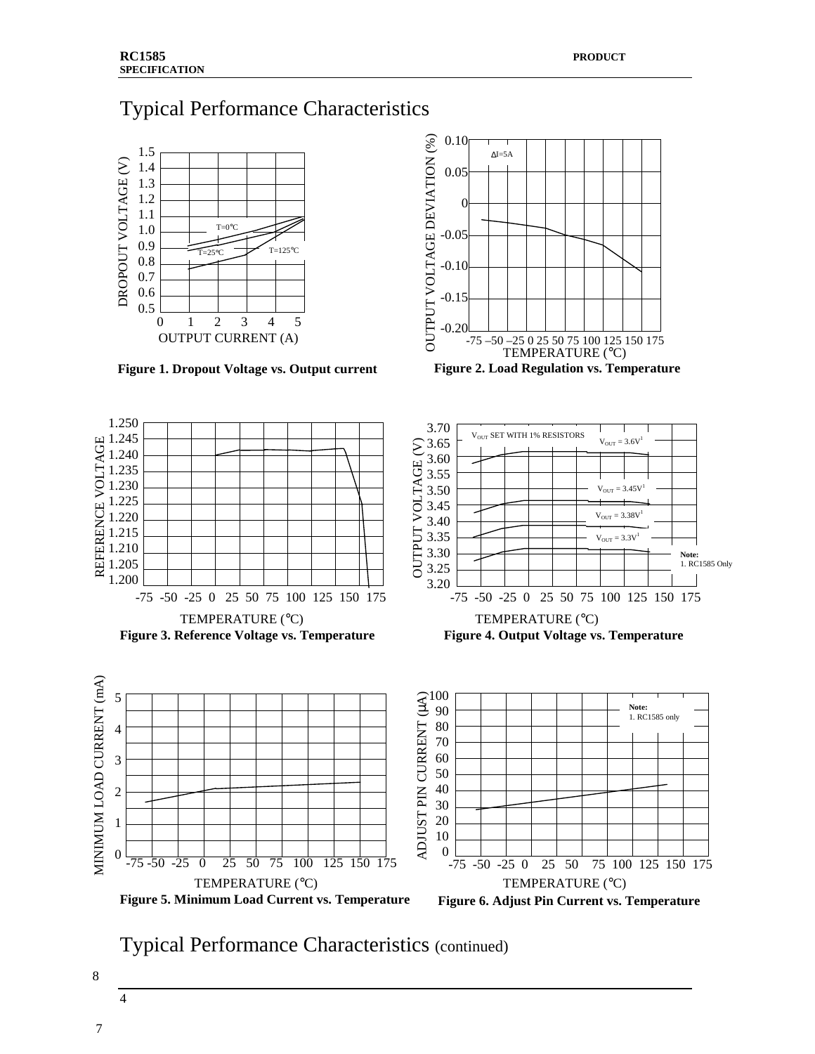# Typical Performance Characteristics

DROPOUT VOLTAGE (V)
1.5
1.4
1.3
1.2
1.1
1.0
0.9
0.8
0.7
0.6
0.5
0 1 2 3 4 5
OUTPUT CURRENT (A)
T=0°C
T=25°C
T=125°C

**Figure 1. Dropout Voltage vs. Output current**

OUTPUT VOLTAGE DEVIATION (%)
0.10
0.05
0
-0.05
-0.10
-0.15
-0.20
ΔI=5A
-75 –50 –25 0 25 50 75 100 125 150 175
TEMPERATURE (°C)

**Figure 2. Load Regulation vs. Temperature**

REFERENCE VOLTAGE
1.250
1.245
1.240
1.235
1.230
1.225
1.220
1.215
1.210
1.205
1.200
-75 -50 -25 0 25 50 75 100 125 150 175
TEMPERATURE (°C)

**Figure 3. Reference Voltage vs. Temperature**

OUTPUT VOLTAGE (V)
3.70
3.65
3.60
3.55
3.50
3.45
3.40
3.35
3.30
3.25
3.20
$V_{OUT}$ SET WITH 1% RESISTORS
$V_{OUT}$ = 3.6V[1]
$V_{OUT}$ = 3.45V[1]
$V_{OUT}$ = 3.38V[1]
$V_{OUT}$ = 3.3V[1]
**Note:**
1. RC1585 Only
-75 -50 -25 0 25 50 75 100 125 150 175
TEMPERATURE (°C)

**Figure 4. Output Voltage vs. Temperature**

MINIMUM LOAD CURRENT (mA)
5
4
3
2
1
0
-75 -50 -25 0 25 50 75 100 125 150 175
TEMPERATURE (°C)

**Figure 5. Minimum Load Current vs. Temperature**

ADJUST PIN CURRENT (µA)
100
90
80
70
60
50
40
30
20
10
0
**Note:**
1. RC1585 only
-75 -50 -25 0 25 50 75 100 125 150 175
TEMPERATURE (°C)

**Figure 6. Adjust Pin Current vs. Temperature**

# Typical Performance Characteristics (continued)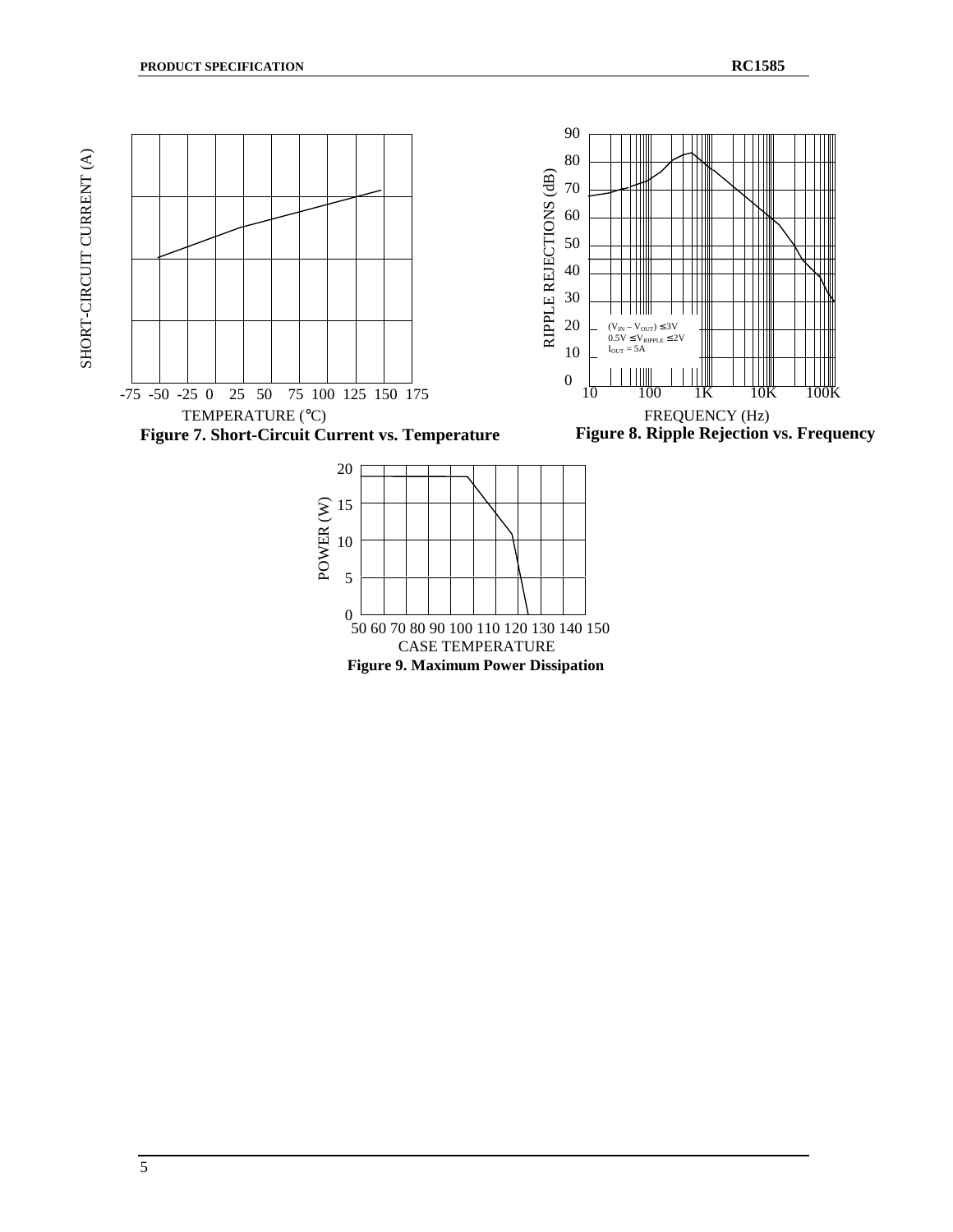SHORT-CIRCUIT CURRENT (A)

-75 -50 -25 0 25 50 75 100 125 150 175

TEMPERATURE (°C)

**Figure 7. Short-Circuit Current vs. Temperature**

RIPPLE REJECTIONS (dB)

90
80
70
60
50
40
30
20
10
0

$(V_{IN} - V_{OUT}) \leq 3V$
$0.5V \leq V_{RIPPLE} \leq 2V$
$I_{OUT} = 5A$

10 100 1K 10K 100K

FREQUENCY (Hz)

**Figure 8. Ripple Rejection vs. Frequency**

POWER (W)

20
15
10
5
0

50 60 70 80 90 100 110 120 130 140 150

CASE TEMPERATURE

**Figure 9. Maximum Power Dissipation**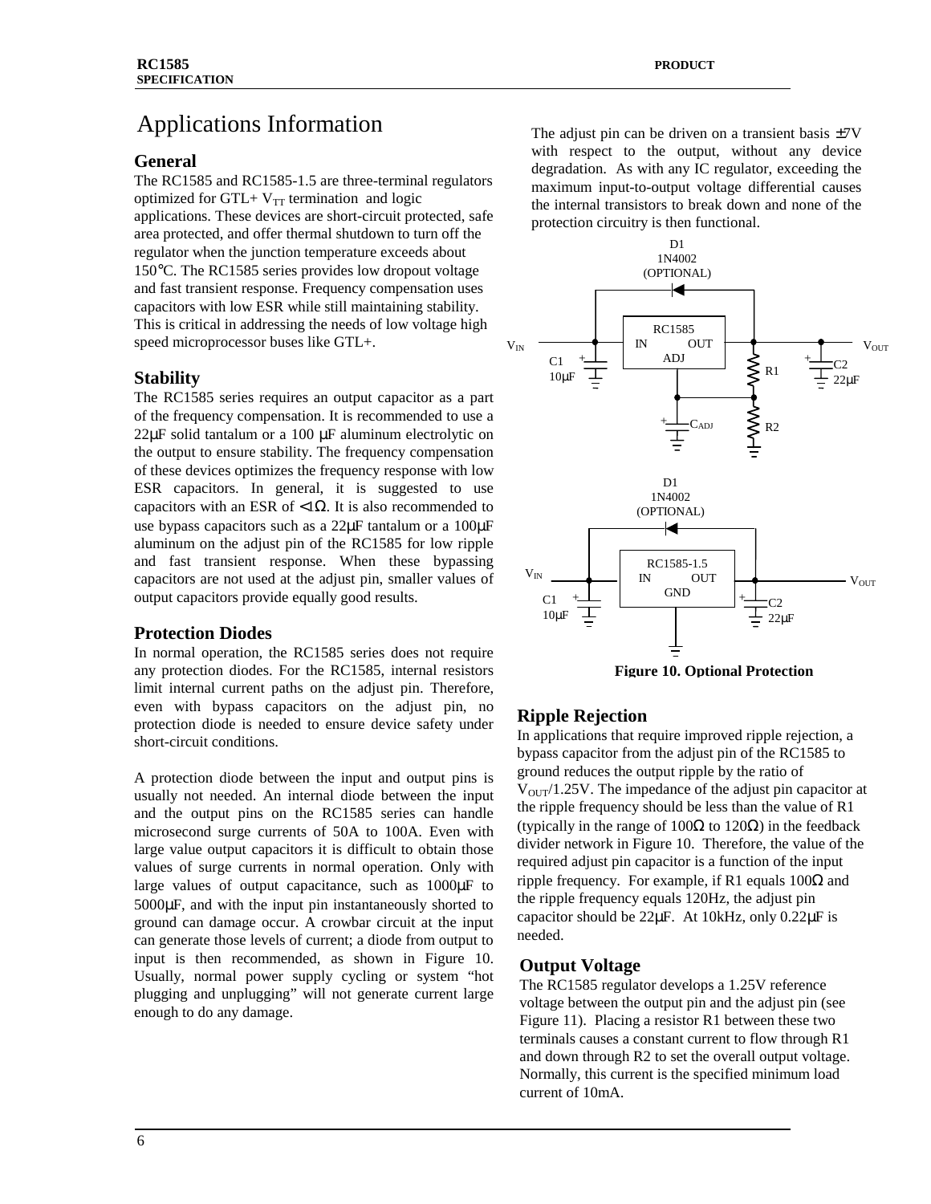# Applications Information

## General

The RC1585 and RC1585-1.5 are three-terminal regulators optimized for GTL+ $V_{TT}$ termination and logic applications. These devices are short-circuit protected, safe area protected, and offer thermal shutdown to turn off the regulator when the junction temperature exceeds about 150°C. The RC1585 series provides low dropout voltage and fast transient response. Frequency compensation uses capacitors with low ESR while still maintaining stability. This is critical in addressing the needs of low voltage high speed microprocessor buses like GTL+.

## Stability

The RC1585 series requires an output capacitor as a part of the frequency compensation. It is recommended to use a 22µF solid tantalum or a 100 µF aluminum electrolytic on the output to ensure stability. The frequency compensation of these devices optimizes the frequency response with low ESR capacitors. In general, it is suggested to use capacitors with an ESR of <1Ω. It is also recommended to use bypass capacitors such as a 22µF tantalum or a 100µF aluminum on the adjust pin of the RC1585 for low ripple and fast transient response. When these bypassing capacitors are not used at the adjust pin, smaller values of output capacitors provide equally good results.

## Protection Diodes

In normal operation, the RC1585 series does not require any protection diodes. For the RC1585, internal resistors limit internal current paths on the adjust pin. Therefore, even with bypass capacitors on the adjust pin, no protection diode is needed to ensure device safety under short-circuit conditions.

A protection diode between the input and output pins is usually not needed. An internal diode between the input and the output pins on the RC1585 series can handle microsecond surge currents of 50A to 100A. Even with large value output capacitors it is difficult to obtain those values of surge currents in normal operation. Only with large values of output capacitance, such as 1000µF to 5000µF, and with the input pin instantaneously shorted to ground can damage occur. A crowbar circuit at the input can generate those levels of current; a diode from output to input is then recommended, as shown in Figure 10. Usually, normal power supply cycling or system "hot plugging and unplugging" will not generate current large enough to do any damage.

The adjust pin can be driven on a transient basis ±7V with respect to the output, without any device degradation. As with any IC regulator, exceeding the maximum input-to-output voltage differential causes the internal transistors to break down and none of the protection circuitry is then functional.

D1
1N4002
(OPTIONAL)
RC1585
IN OUT
ADJ
$V_{IN}$
$V_{OUT}$
C1
10µF
R1
C2
22µF
$C_{ADJ}$
R2

D1
1N4002
(OPTIONAL)
RC1585-1.5
IN OUT
GND
$V_{IN}$
$V_{OUT}$
C1
10µF
C2
22µF

**Figure 10. Optional Protection**

## Ripple Rejection

In applications that require improved ripple rejection, a bypass capacitor from the adjust pin of the RC1585 to ground reduces the output ripple by the ratio of $V_{OUT}$/1.25V. The impedance of the adjust pin capacitor at the ripple frequency should be less than the value of R1 (typically in the range of 100Ω to 120Ω) in the feedback divider network in Figure 10. Therefore, the value of the required adjust pin capacitor is a function of the input ripple frequency. For example, if R1 equals 100Ω and the ripple frequency equals 120Hz, the adjust pin capacitor should be 22µF. At 10kHz, only 0.22µF is needed.

## Output Voltage

The RC1585 regulator develops a 1.25V reference voltage between the output pin and the adjust pin (see Figure 11). Placing a resistor R1 between these two terminals causes a constant current to flow through R1 and down through R2 to set the overall output voltage. Normally, this current is the specified minimum load current of 10mA.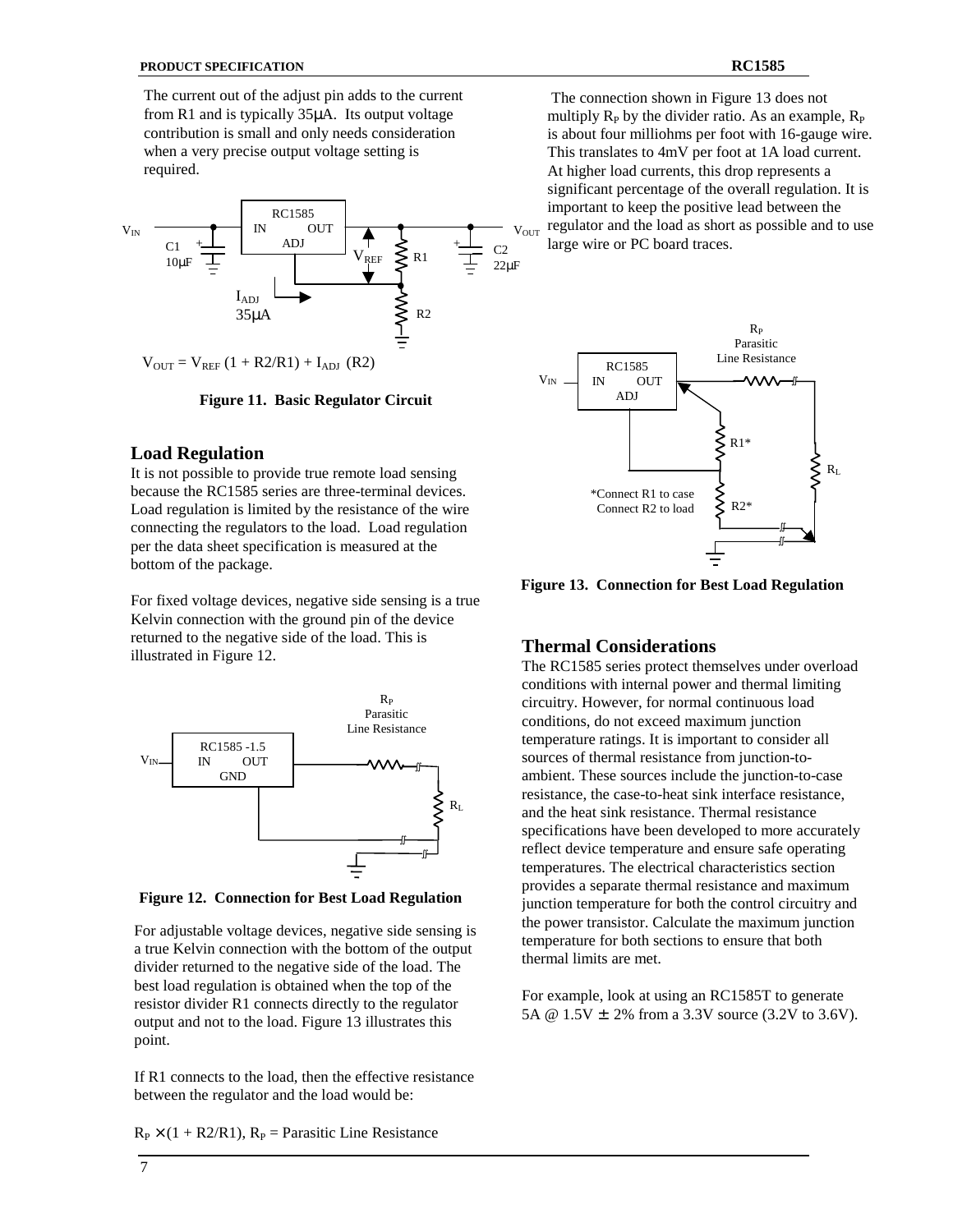The current out of the adjust pin adds to the current from R1 and is typically 35μA. Its output voltage contribution is small and only needs consideration when a very precise output voltage setting is required.

RC1585
IN OUT
ADJ
$V_{IN}$
$V_{OUT}$
C1
10μF
C2
22μF
$V_{REF}$
R1
R2
$I_{ADJ}$
35μA

$V_{OUT} = V_{REF} (1 + R2/R1) + I_{ADJ} (R2)$

**Figure 11. Basic Regulator Circuit**

## Load Regulation

It is not possible to provide true remote load sensing because the RC1585 series are three-terminal devices. Load regulation is limited by the resistance of the wire connecting the regulators to the load. Load regulation per the data sheet specification is measured at the bottom of the package.

For fixed voltage devices, negative side sensing is a true Kelvin connection with the ground pin of the device returned to the negative side of the load. This is illustrated in Figure 12.

RC1585 -1.5
IN OUT
GND
$V_{IN}$
$R_P$
Parasitic
Line Resistance
$R_L$

**Figure 12. Connection for Best Load Regulation**

For adjustable voltage devices, negative side sensing is a true Kelvin connection with the bottom of the output divider returned to the negative side of the load. The best load regulation is obtained when the top of the resistor divider R1 connects directly to the regulator output and not to the load. Figure 13 illustrates this point.

If R1 connects to the load, then the effective resistance between the regulator and the load would be:

$R_P \times (1 + R2/R1)$, $R_P$ = Parasitic Line Resistance

The connection shown in Figure 13 does not multiply $R_P$ by the divider ratio. As an example, $R_P$ is about four milliohms per foot with 16-gauge wire. This translates to 4mV per foot at 1A load current. At higher load currents, this drop represents a significant percentage of the overall regulation. It is important to keep the positive lead between the regulator and the load as short as possible and to use large wire or PC board traces.

RC1585
IN OUT
ADJ
$V_{IN}$
$R_P$
Parasitic
Line Resistance
R1*
R2*
$R_L$
*Connect R1 to case
Connect R2 to load

**Figure 13. Connection for Best Load Regulation**

## Thermal Considerations

The RC1585 series protect themselves under overload conditions with internal power and thermal limiting circuitry. However, for normal continuous load conditions, do not exceed maximum junction temperature ratings. It is important to consider all sources of thermal resistance from junction-to-ambient. These sources include the junction-to-case resistance, the case-to-heat sink interface resistance, and the heat sink resistance. Thermal resistance specifications have been developed to more accurately reflect device temperature and ensure safe operating temperatures. The electrical characteristics section provides a separate thermal resistance and maximum junction temperature for both the control circuitry and the power transistor. Calculate the maximum junction temperature for both sections to ensure that both thermal limits are met.

For example, look at using an RC1585T to generate 5A @ 1.5V ± 2% from a 3.3V source (3.2V to 3.6V).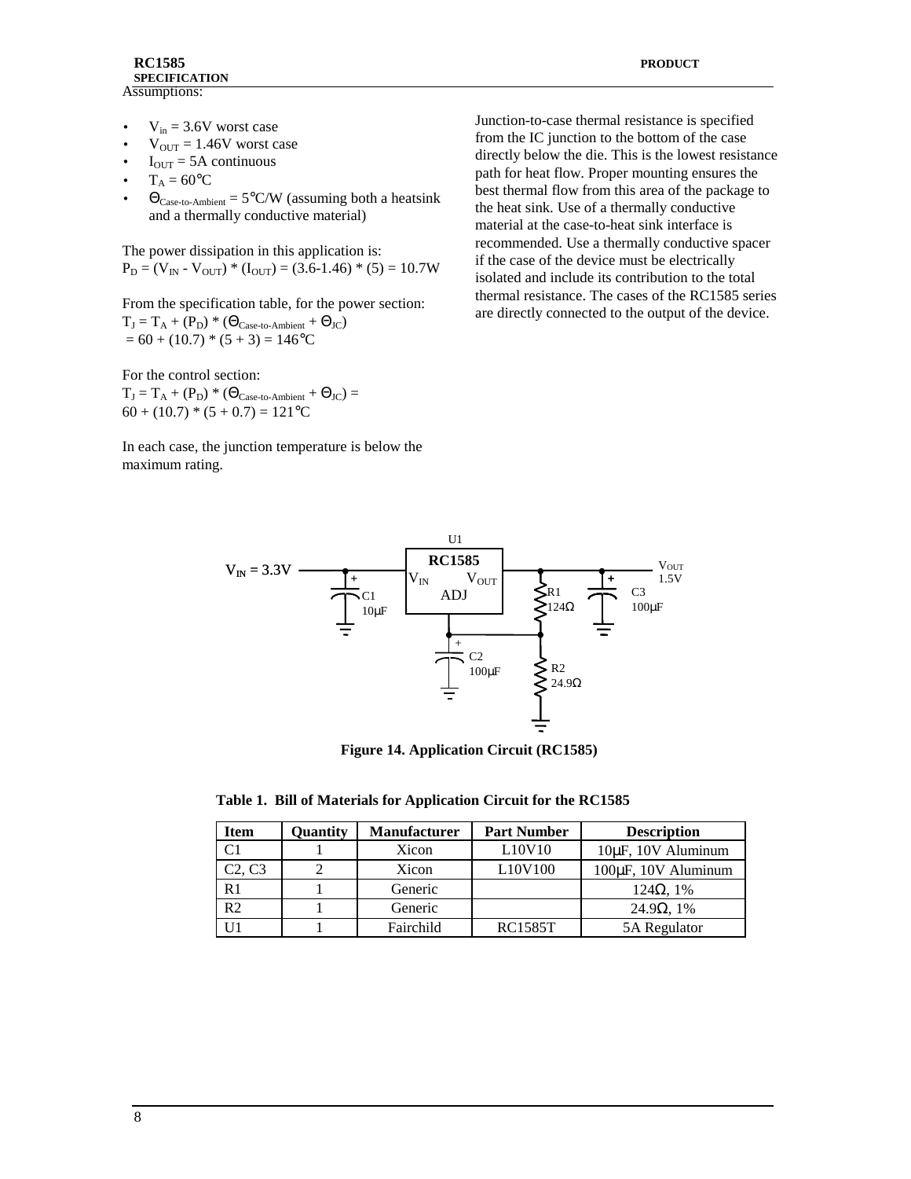Assumptions:

- $V_{in}$ = 3.6V worst case
- $V_{OUT}$ = 1.46V worst case
- $I_{OUT}$ = 5A continuous
- $T_A$ = 60°C
- $\Theta_{Case\text{-}to\text{-}Ambient}$ = 5°C/W (assuming both a heatsink and a thermally conductive material)

The power dissipation in this application is:

$P_D = (V_{IN} - V_{OUT}) * (I_{OUT}) = (3.6\text{-}1.46) * (5) = 10.7W$

From the specification table, for the power section:

$T_J = T_A + (P_D) * (\Theta_{Case\text{-}to\text{-}Ambient} + \Theta_{JC})$

$= 60 + (10.7) * (5 + 3) = 146°C$

For the control section:

$T_J = T_A + (P_D) * (\Theta_{Case\text{-}to\text{-}Ambient} + \Theta_{JC}) =$

$60 + (10.7) * (5 + 0.7) = 121°C$

In each case, the junction temperature is below the maximum rating.

Junction-to-case thermal resistance is specified from the IC junction to the bottom of the case directly below the die. This is the lowest resistance path for heat flow. Proper mounting ensures the best thermal flow from this area of the package to the heat sink. Use of a thermally conductive material at the case-to-heat sink interface is recommended. Use a thermally conductive spacer if the case of the device must be electrically isolated and include its contribution to the total thermal resistance. The cases of the RC1585 series are directly connected to the output of the device.

U1
RC1585
$V_{IN}$ = 3.3V
$V_{IN}$
$V_{OUT}$
ADJ
C1
10µF
C2
100µF
R1
124Ω
R2
24.9Ω
C3
100µF
$V_{OUT}$
1.5V

**Figure 14. Application Circuit (RC1585)**

**Table 1. Bill of Materials for Application Circuit for the RC1585**

| Item | Quantity | Manufacturer | Part Number | Description |
|---|---|---|---|---|
| C1 | 1 | Xicon | L10V10 | 10µF, 10V Aluminum |
| C2, C3 | 2 | Xicon | L10V100 | 100µF, 10V Aluminum |
| R1 | 1 | Generic | | 124Ω, 1% |
| R2 | 1 | Generic | | 24.9Ω, 1% |
| U1 | 1 | Fairchild | RC1585T | 5A Regulator |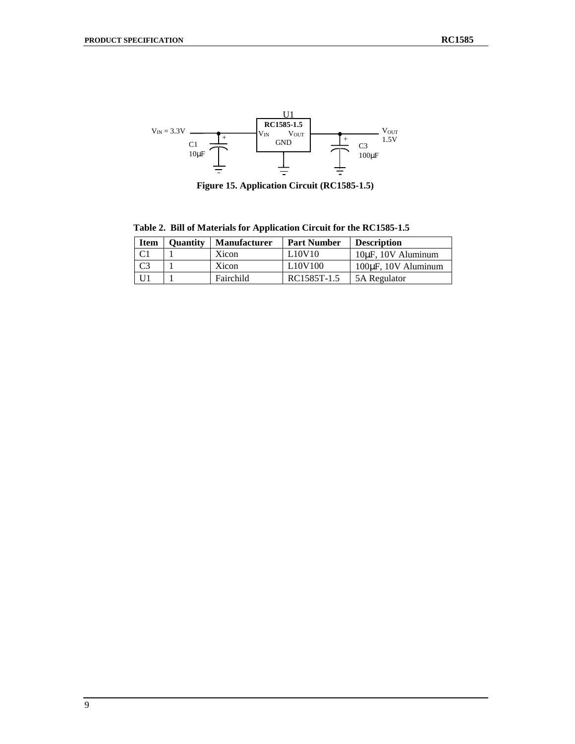$V_{IN}$ = 3.3V

C1
10μF

U1
RC1585-1.5
$V_{IN}$
$V_{OUT}$
GND

C3
100μF

$V_{OUT}$
1.5V

**Figure 15. Application Circuit (RC1585-1.5)**

**Table 2. Bill of Materials for Application Circuit for the RC1585-1.5**

| Item | Quantity | Manufacturer | Part Number | Description |
|---|---|---|---|---|
| C1 | 1 | Xicon | L10V10 | 10μF, 10V Aluminum |
| C3 | 1 | Xicon | L10V100 | 100μF, 10V Aluminum |
| U1 | 1 | Fairchild | RC1585T-1.5 | 5A Regulator |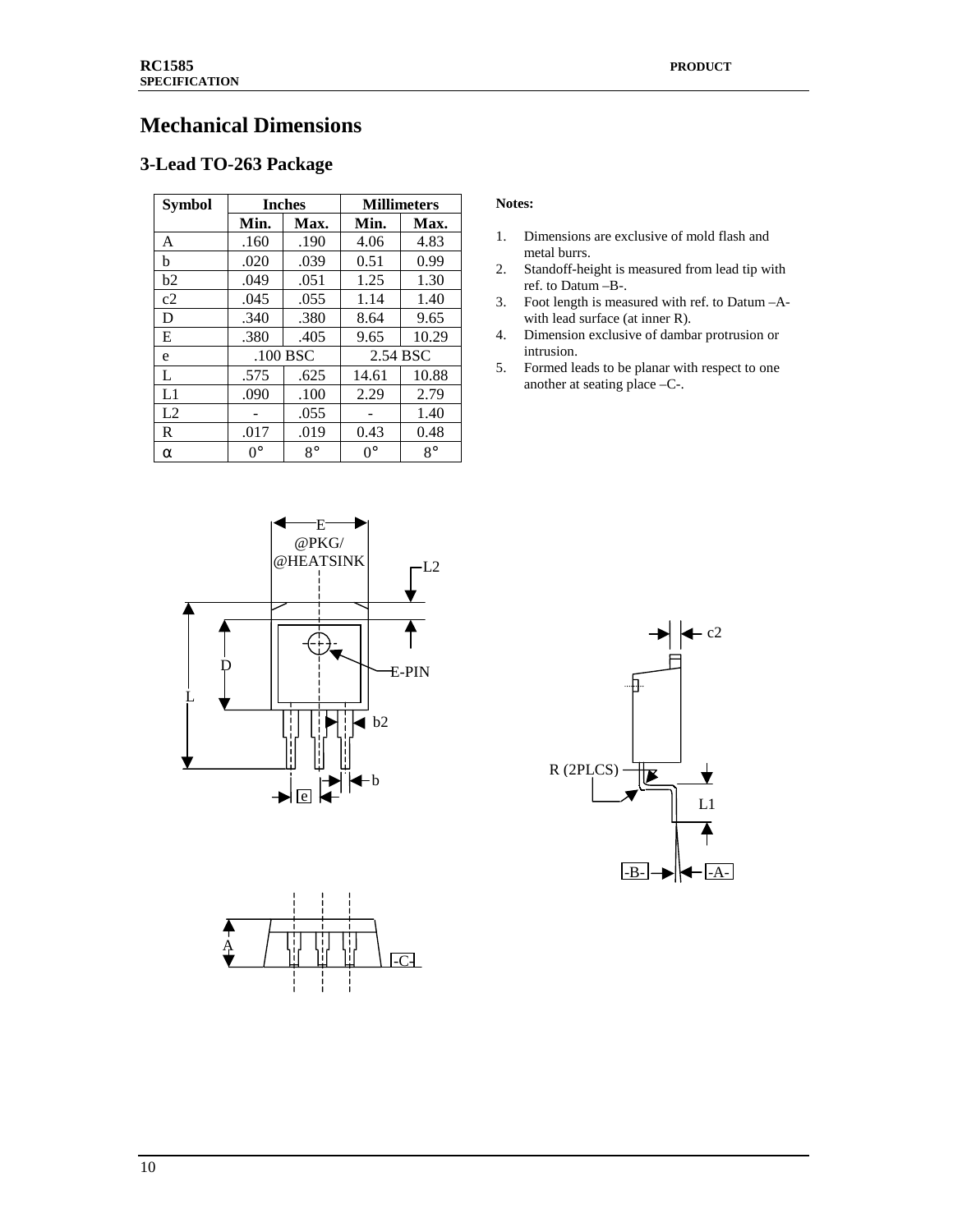# Mechanical Dimensions

## 3-Lead TO-263 Package

| Symbol | Inches | | Millimeters | |
|---|---|---|---|---|
| | Min. | Max. | Min. | Max. |
| A | .160 | .190 | 4.06 | 4.83 |
| b | .020 | .039 | 0.51 | 0.99 |
| b2 | .049 | .051 | 1.25 | 1.30 |
| c2 | .045 | .055 | 1.14 | 1.40 |
| D | .340 | .380 | 8.64 | 9.65 |
| E | .380 | .405 | 9.65 | 10.29 |
| e | .100 BSC | | 2.54 BSC | |
| L | .575 | .625 | 14.61 | 10.88 |
| L1 | .090 | .100 | 2.29 | 2.79 |
| L2 | - | .055 | - | 1.40 |
| R | .017 | .019 | 0.43 | 0.48 |
| α | 0° | 8° | 0° | 8° |

**Notes:**

1. Dimensions are exclusive of mold flash and metal burrs.
2. Standoff-height is measured from lead tip with ref. to Datum –B-.
3. Foot length is measured with ref. to Datum –A- with lead surface (at inner R).
4. Dimension exclusive of dambar protrusion or intrusion.
5. Formed leads to be planar with respect to one another at seating place –C-.

E @PKG/ @HEATSINK

L2

D

L

E-PIN

b2

b

e

c2

R (2PLCS)

L1

-B-

-A-

A

-C-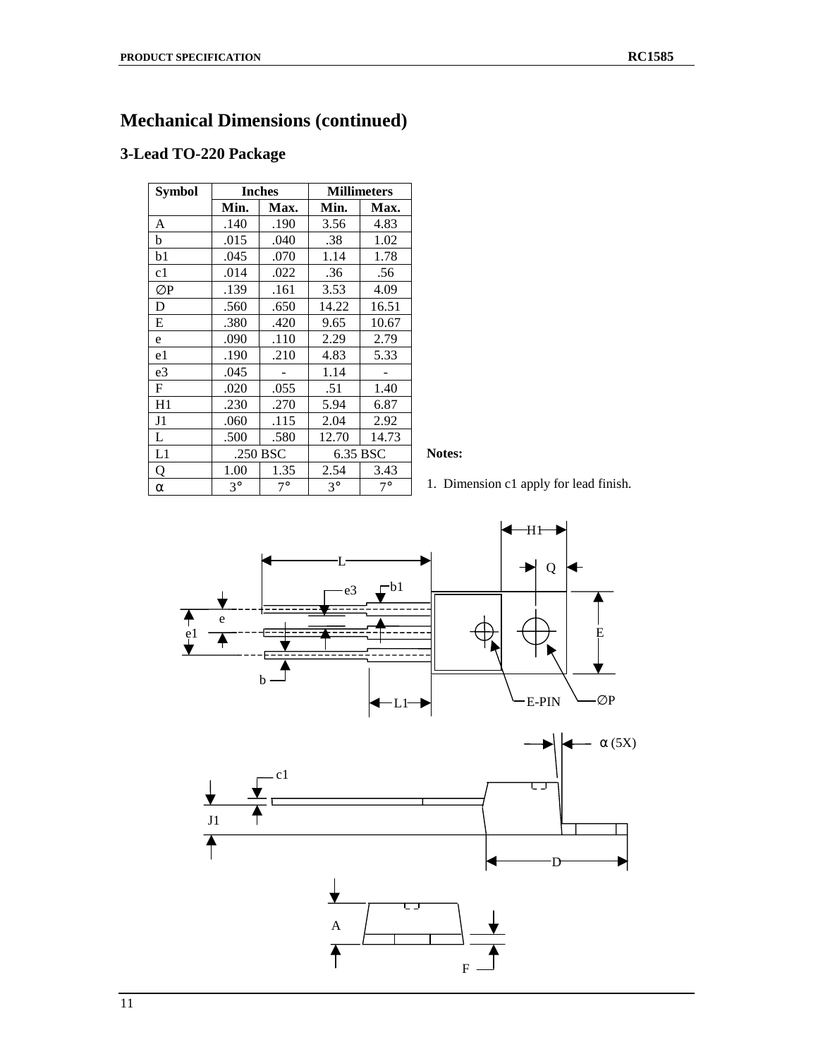## Mechanical Dimensions (continued)

### 3-Lead TO-220 Package

| Symbol | Inches | | Millimeters | |
|---|---|---|---|---|
| | Min. | Max. | Min. | Max. |
| A | .140 | .190 | 3.56 | 4.83 |
| b | .015 | .040 | .38 | 1.02 |
| b1 | .045 | .070 | 1.14 | 1.78 |
| c1 | .014 | .022 | .36 | .56 |
| ∅P | .139 | .161 | 3.53 | 4.09 |
| D | .560 | .650 | 14.22 | 16.51 |
| E | .380 | .420 | 9.65 | 10.67 |
| e | .090 | .110 | 2.29 | 2.79 |
| e1 | .190 | .210 | 4.83 | 5.33 |
| e3 | .045 | - | 1.14 | - |
| F | .020 | .055 | .51 | 1.40 |
| H1 | .230 | .270 | 5.94 | 6.87 |
| J1 | .060 | .115 | 2.04 | 2.92 |
| L | .500 | .580 | 12.70 | 14.73 |
| L1 | .250 BSC | | 6.35 BSC | |
| Q | 1.00 | 1.35 | 2.54 | 3.43 |
| α | 3° | 7° | 3° | 7° |

**Notes:**

1. Dimension c1 apply for lead finish.

H1
L
Q
e3
b1
e
e1
E
b
L1
E-PIN
∅P
α (5X)
c1
J1
D
A
F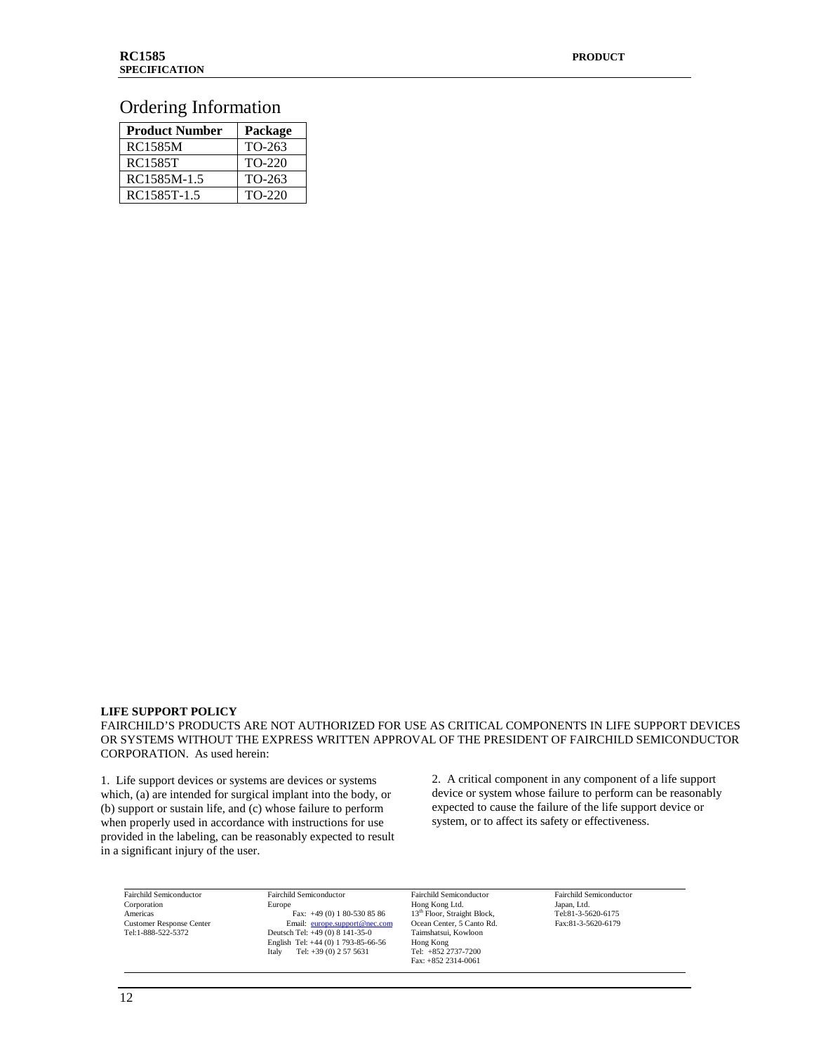## Ordering Information

| Product Number | Package |
|---|---|
| RC1585M | TO-263 |
| RC1585T | TO-220 |
| RC1585M-1.5 | TO-263 |
| RC1585T-1.5 | TO-220 |

**LIFE SUPPORT POLICY**

FAIRCHILD'S PRODUCTS ARE NOT AUTHORIZED FOR USE AS CRITICAL COMPONENTS IN LIFE SUPPORT DEVICES OR SYSTEMS WITHOUT THE EXPRESS WRITTEN APPROVAL OF THE PRESIDENT OF FAIRCHILD SEMICONDUCTOR CORPORATION. As used herein:

1. Life support devices or systems are devices or systems which, (a) are intended for surgical implant into the body, or (b) support or sustain life, and (c) whose failure to perform when properly used in accordance with instructions for use provided in the labeling, can be reasonably expected to result in a significant injury of the user.

2. A critical component in any component of a life support device or system whose failure to perform can be reasonably expected to cause the failure of the life support device or system, or to affect its safety or effectiveness.

Fairchild Semiconductor Corporation
Americas
Customer Response Center
Tel:1-888-522-5372

Fairchild Semiconductor
Europe
Fax: +49 (0) 1 80-530 85 86
Email: europe.support@nec.com
Deutsch Tel: +49 (0) 8 141-35-0
English Tel: +44 (0) 1 793-85-66-56
Italy Tel: +39 (0) 2 57 5631

Fairchild Semiconductor
Hong Kong Ltd.
13th Floor, Straight Block,
Ocean Center, 5 Canto Rd.
Taimshatsui, Kowloon
Hong Kong
Tel: +852 2737-7200
Fax: +852 2314-0061

Fairchild Semiconductor
Japan, Ltd.
Tel:81-3-5620-6175
Fax:81-3-5620-6179